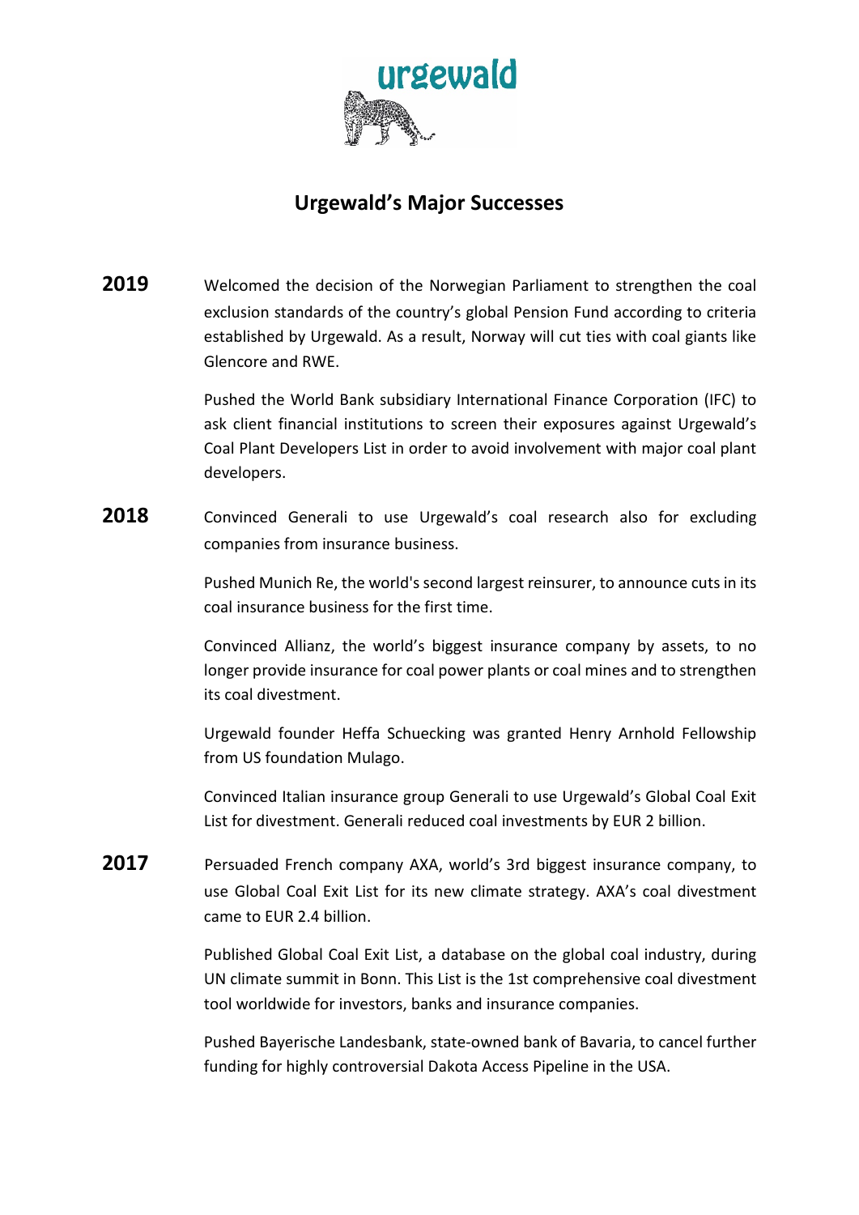urgewald

# Urgewald's Major Successes

**2019**

Welcomed the decision of the Norwegian Parliament to strengthen the coal exclusion standards of the country's global Pension Fund according to criteria established by Urgewald. As a result, Norway will cut ties with coal giants like Glencore and RWE.

Pushed the World Bank subsidiary International Finance Corporation (IFC) to ask client financial institutions to screen their exposures against Urgewald's Coal Plant Developers List in order to avoid involvement with major coal plant developers.

**2018**

Convinced Generali to use Urgewald's coal research also for excluding companies from insurance business.

Pushed Munich Re, the world's second largest reinsurer, to announce cuts in its coal insurance business for the first time.

Convinced Allianz, the world's biggest insurance company by assets, to no longer provide insurance for coal power plants or coal mines and to strengthen its coal divestment.

Urgewald founder Heffa Schuecking was granted Henry Arnhold Fellowship from US foundation Mulago.

Convinced Italian insurance group Generali to use Urgewald's Global Coal Exit List for divestment. Generali reduced coal investments by EUR 2 billion.

**2017**

Persuaded French company AXA, world's 3rd biggest insurance company, to use Global Coal Exit List for its new climate strategy. AXA's coal divestment came to EUR 2.4 billion.

Published Global Coal Exit List, a database on the global coal industry, during UN climate summit in Bonn. This List is the 1st comprehensive coal divestment tool worldwide for investors, banks and insurance companies.

Pushed Bayerische Landesbank, state-owned bank of Bavaria, to cancel further funding for highly controversial Dakota Access Pipeline in the USA.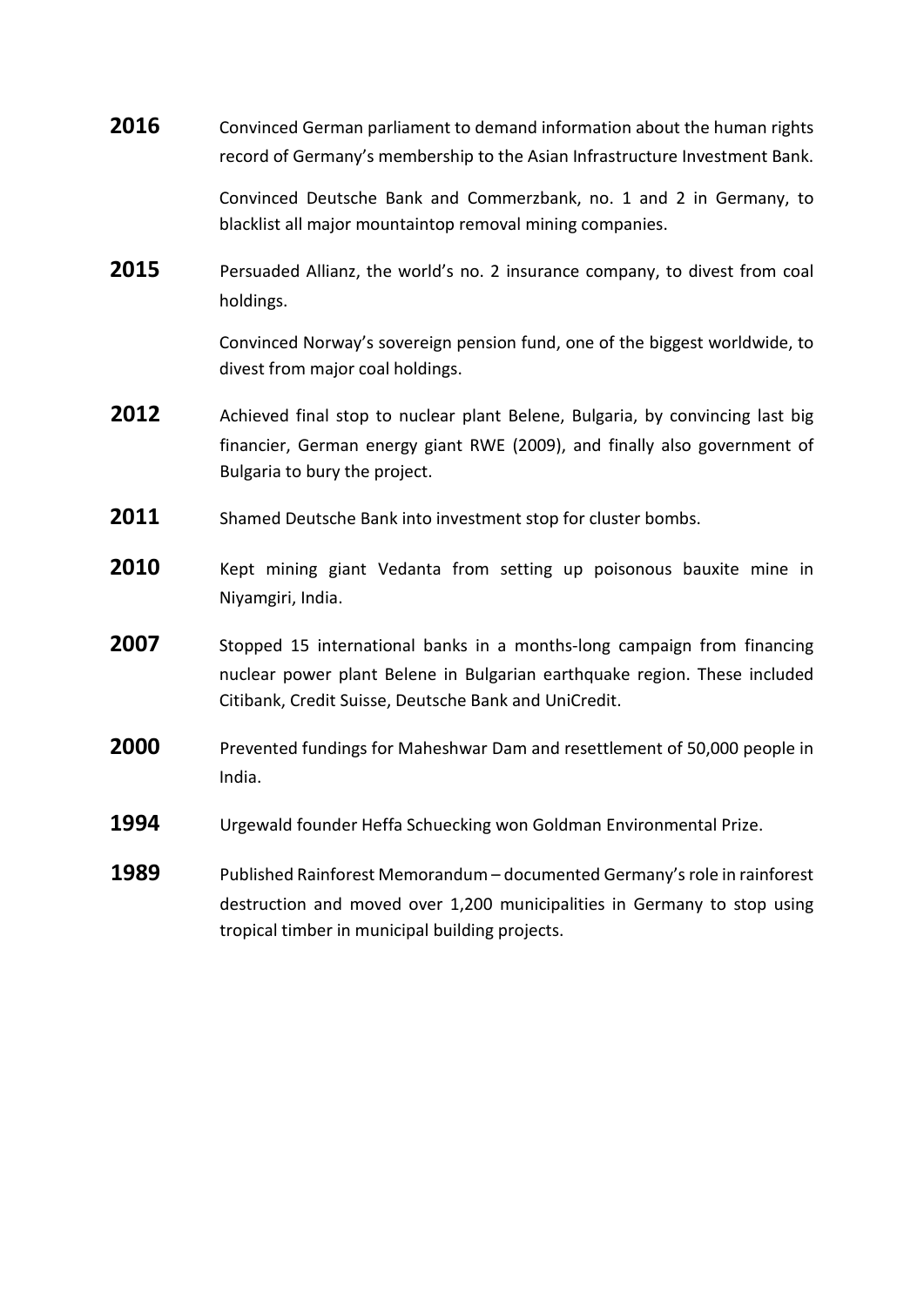**2016** Convinced German parliament to demand information about the human rights record of Germany's membership to the Asian Infrastructure Investment Bank.

Convinced Deutsche Bank and Commerzbank, no. 1 and 2 in Germany, to blacklist all major mountaintop removal mining companies.

**2015** Persuaded Allianz, the world's no. 2 insurance company, to divest from coal holdings.

Convinced Norway's sovereign pension fund, one of the biggest worldwide, to divest from major coal holdings.

**2012** Achieved final stop to nuclear plant Belene, Bulgaria, by convincing last big financier, German energy giant RWE (2009), and finally also government of Bulgaria to bury the project.

**2011** Shamed Deutsche Bank into investment stop for cluster bombs.

**2010** Kept mining giant Vedanta from setting up poisonous bauxite mine in Niyamgiri, India.

**2007** Stopped 15 international banks in a months-long campaign from financing nuclear power plant Belene in Bulgarian earthquake region. These included Citibank, Credit Suisse, Deutsche Bank and UniCredit.

**2000** Prevented fundings for Maheshwar Dam and resettlement of 50,000 people in India.

**1994** Urgewald founder Heffa Schuecking won Goldman Environmental Prize.

**1989** Published Rainforest Memorandum – documented Germany's role in rainforest destruction and moved over 1,200 municipalities in Germany to stop using tropical timber in municipal building projects.